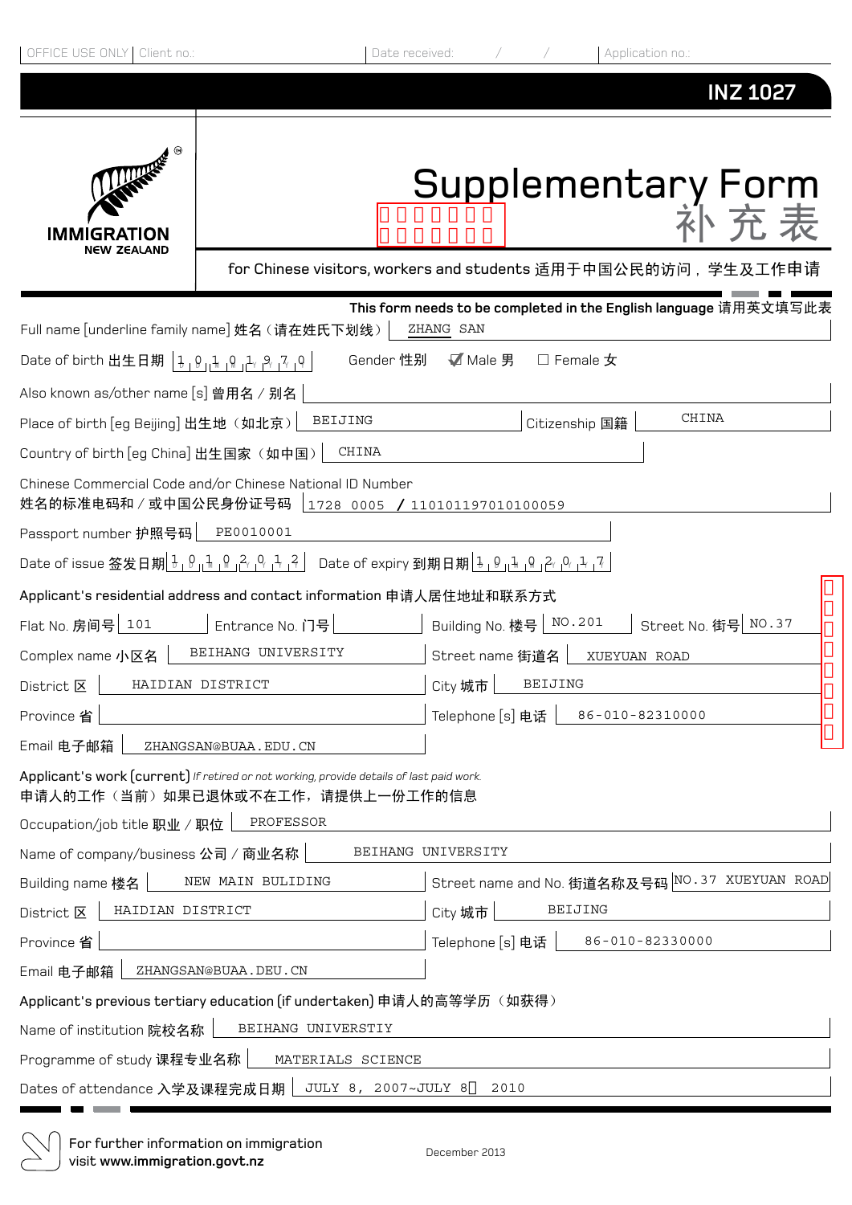OFFICE USE ONLY | Client no.: | Date received: / / | Application no.:

**INZ 1027**

IMMIGRATION NEW ZEALAND

# Supplementary Form 补充表

for Chinese visitors, workers and students 适用于中国公民的访问，学生及工作申请

**This form needs to be completed in the English language 请用英文填写此表**

Full name [underline family name] 姓名（请在姓氏下划线） ZHANG SAN

Date of birth 出生日期 1 0 1 0 1 9 7 0 Gender 性别 ☑ Male 男 ☐ Female 女

Also known as/other name [s] 曾用名 / 别名

Place of birth [eg Beijing] 出生地（如北京） BEIJING Citizenship 国籍 CHINA

Country of birth [eg China] 出生国家（如中国） CHINA

Chinese Commercial Code and/or Chinese National ID Number
姓名的标准电码和 / 或中国公民身份证号码 1728 0005 / 110101197010100059

Passport number 护照号码 PE0010001

Date of issue 签发日期 1 0 1 0 2 0 1 2 Date of expiry 到期日期 1 0 1 0 2 0 1 7

**Applicant's residential address and contact information 申请人居住地址和联系方式**

Flat No. 房间号 101 Entrance No. 门号 Building No. 楼号 NO.201 Street No. 街号 NO.37

Complex name 小区名 BEIHANG UNIVERSITY Street name 街道名 XUEYUAN ROAD

District 区 HAIDIAN DISTRICT City 城市 BEIJING

Province 省 Telephone [s] 电话 86-010-82310000

Email 电子邮箱 ZHANGSAN@BUAA.EDU.CN

**Applicant's work (current)** *If retired or not working, provide details of last paid work.*
申请人的工作（当前）如果已退休或不在工作，请提供上一份工作的信息

Occupation/job title 职业 / 职位 PROFESSOR

Name of company/business 公司 / 商业名称 BEIHANG UNIVERSITY

Building name 楼名 NEW MAIN BULIDING Street name and No. 街道名称及号码 NO.37 XUEYUAN ROAD

District 区 HAIDIAN DISTRICT City 城市 BEIJING

Province 省 Telephone [s] 电话 86-010-82330000

Email 电子邮箱 ZHANGSAN@BUAA.DEU.CN

**Applicant's previous tertiary education (if undertaken) 申请人的高等学历（如获得）**

Name of institution 院校名称 BEIHANG UNIVERSTIY

Programme of study 课程专业名称 MATERIALS SCIENCE

Dates of attendance 入学及课程完成日期 JULY 8, 2007~JULY 8, 2010

For further information on immigration visit www.immigration.govt.nz

December 2013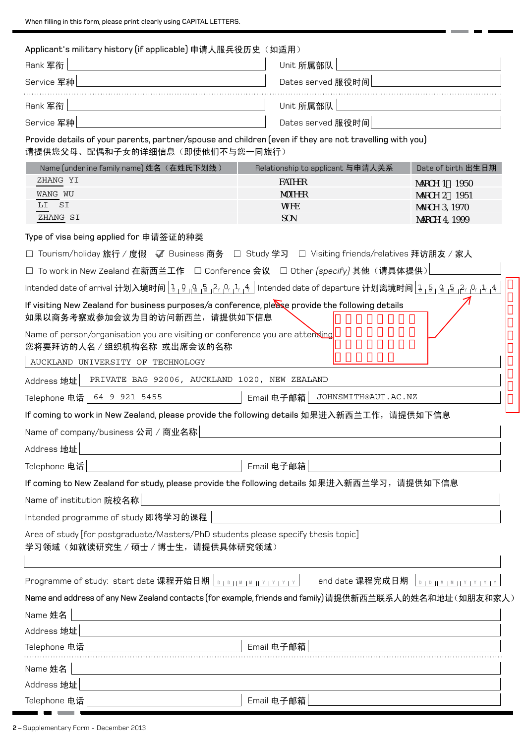When filling in this form, please print clearly using CAPITAL LETTERS.

Applicant's military history (if applicable) 申请人服兵役历史（如适用）

Rank 军衔 | Unit 所属部队

Service 军种 | Dates served 服役时间

Rank 军衔 | Unit 所属部队

Service 军种 | Dates served 服役时间

Provide details of your parents, partner/spouse and children (even if they are not travelling with you)
请提供您父母、配偶和子女的详细信息（即使他们不与您一同旅行）

| Name (underline family name) 姓名（在姓氏下划线） | Relationship to applicant 与申请人关系 | Date of birth 出生日期 |
|---|---|---|
| ZHANG YI | FATHER | MARCH 1, 1950 |
| WANG WU | MOTHER | MARCH 2, 1951 |
| LI SI | WIFE | MARCH 3, 1970 |
| ZHANG SI | SON | MARCH 4, 1999 |

Type of visa being applied for 申请签证的种类

☐ Tourism/holiday 旅行 / 度假 ☑ Business 商务 ☐ Study 学习 ☐ Visiting friends/relatives 拜访朋友 / 家人

☐ To work in New Zealand 在新西兰工作 ☐ Conference 会议 ☐ Other *(specify)* 其他（请具体提供）

Intended date of arrival 计划入境时间 10052014 Intended date of departure 计划离境时间 15052014

If visiting New Zealand for business purposes/a conference, please provide the following details
如果以商务考察或参加会议为目的访问新西兰，请提供如下信息

Name of person/organisation you are visiting or conference you are attending
您将要拜访的人名 / 组织机构名称 或出席会议的名称

AUCKLAND UNIVERSITY OF TECHNOLOGY

Address 地址 PRIVATE BAG 92006, AUCKLAND 1020, NEW ZEALAND

Telephone 电话 64 9 921 5455 Email 电子邮箱 JOHNSMITH@AUT.AC.NZ

If coming to work in New Zealand, please provide the following details 如果进入新西兰工作，请提供如下信息

Name of company/business 公司 / 商业名称

Address 地址

Telephone 电话 Email 电子邮箱

If coming to New Zealand for study, please provide the following details 如果进入新西兰学习，请提供如下信息

Name of institution 院校名称

Intended programme of study 即将学习的课程

Area of study [for postgraduate/Masters/PhD students please specify thesis topic]
学习领域（如就读研究生 / 硕士 / 博士生，请提供具体研究领域）

Programme of study: start date 课程开始日期 DDMMYYYY end date 课程完成日期 DDMMYYYY

Name and address of any New Zealand contacts (for example, friends and family) 请提供新西兰联系人的姓名和地址（如朋友和家人）

Name 姓名

Address 地址

Telephone 电话 Email 电子邮箱

Name 姓名

Address 地址

Telephone 电话 Email 电子邮箱